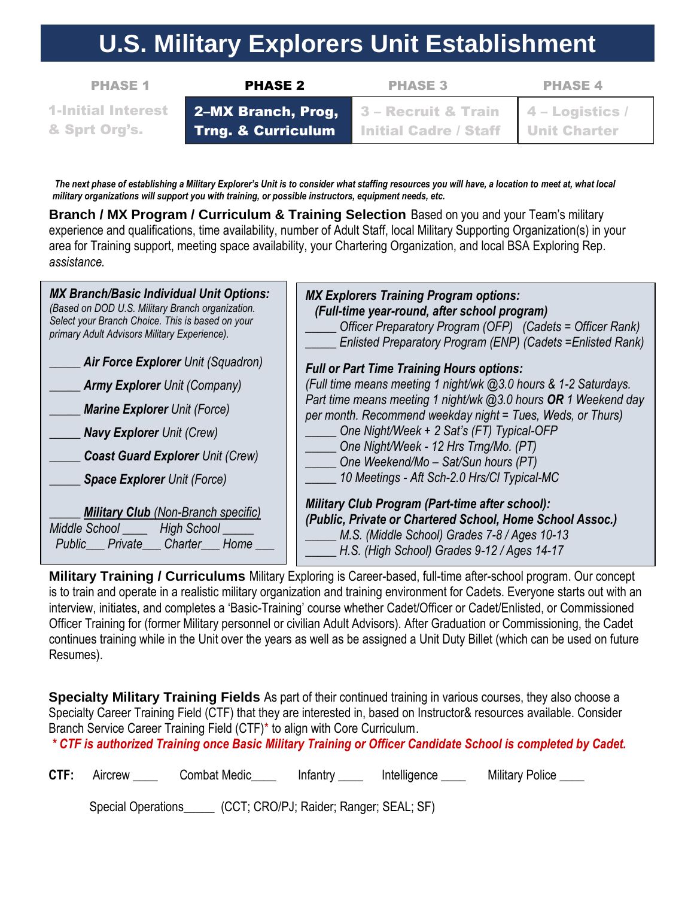# U.S. Military Explorers Unit Establishment

| PHASE 1 | PHASE 2 | PHASE 3 | PHASE 4 |
|---|---|---|---|
| 1-Initial Interest & Sprt Org's. | **2–MX Branch, Prog, Trng. & Curriculum** | 3 – Recruit & Train Initial Cadre / Staff | 4 – Logistics / Unit Charter |

***The next phase of establishing a Military Explorer's Unit is to consider what staffing resources you will have, a location to meet at, what local military organizations will support you with training, or possible instructors, equipment needs, etc.***

**Branch / MX Program / Curriculum & Training Selection** Based on you and your Team's military experience and qualifications, time availability, number of Adult Staff, local Military Supporting Organization(s) in your area for Training support, meeting space availability, your Chartering Organization, and local BSA Exploring Rep. *assistance.*

***MX Branch/Basic Individual Unit Options:***
*(Based on DOD U.S. Military Branch organization. Select your Branch Choice. This is based on your primary Adult Advisors Military Experience).*

_____ ***Air Force Explorer*** *Unit (Squadron)*

_____ ***Army Explorer*** *Unit (Company)*

_____ ***Marine Explorer*** *Unit (Force)*

_____ ***Navy Explorer*** *Unit (Crew)*

_____ ***Coast Guard Explorer*** *Unit (Crew)*

_____ ***Space Explorer*** *Unit (Force)*

_____ ***Military Club*** *(Non-Branch specific)*
*Middle School ____ High School _____*
*Public___ Private___ Charter___ Home ___*

***MX Explorers Training Program options:***
***(Full-time year-round, after school program)***
*_____ Officer Preparatory Program (OFP) (Cadets = Officer Rank)*
*_____ Enlisted Preparatory Program (ENP) (Cadets =Enlisted Rank)*

***Full or Part Time Training Hours options:***
*(Full time means meeting 1 night/wk @3.0 hours & 1-2 Saturdays. Part time means meeting 1 night/wk @3.0 hours **OR** 1 Weekend day per month. Recommend weekday night = Tues, Weds, or Thurs)*
*_____ One Night/Week + 2 Sat's (FT) Typical-OFP*
*_____ One Night/Week - 12 Hrs Trng/Mo. (PT)*
*_____ One Weekend/Mo – Sat/Sun hours (PT)*
*_____ 10 Meetings - Aft Sch-2.0 Hrs/Cl Typical-MC*

***Military Club Program (Part-time after school):***
***(Public, Private or Chartered School, Home School Assoc.)***
*_____ M.S. (Middle School) Grades 7-8 / Ages 10-13*
*_____ H.S. (High School) Grades 9-12 / Ages 14-17*

**Military Training / Curriculums** Military Exploring is Career-based, full-time after-school program. Our concept is to train and operate in a realistic military organization and training environment for Cadets. Everyone starts out with an interview, initiates, and completes a 'Basic-Training' course whether Cadet/Officer or Cadet/Enlisted, or Commissioned Officer Training for (former Military personnel or civilian Adult Advisors). After Graduation or Commissioning, the Cadet continues training while in the Unit over the years as well as be assigned a Unit Duty Billet (which can be used on future Resumes).

**Specialty Military Training Fields** As part of their continued training in various courses, they also choose a Specialty Career Training Field (CTF) that they are interested in, based on Instructor& resources available. Consider Branch Service Career Training Field (CTF)* to align with Core Curriculum.

***\* CTF is authorized Training once Basic Military Training or Officer Candidate School is completed by Cadet.***

**CTF:** Aircrew ____ Combat Medic____ Infantry ____ Intelligence ____ Military Police ____

Special Operations_____ (CCT; CRO/PJ; Raider; Ranger; SEAL; SF)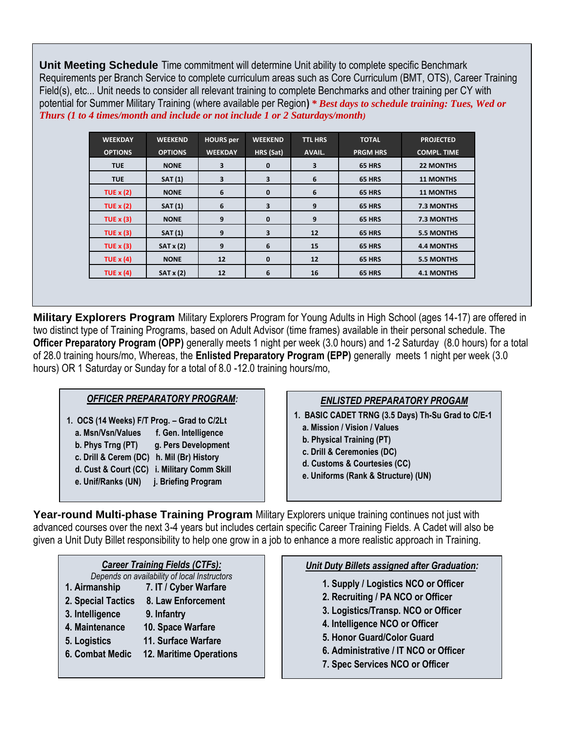**Unit Meeting Schedule** Time commitment will determine Unit ability to complete specific Benchmark Requirements per Branch Service to complete curriculum areas such as Core Curriculum (BMT, OTS), Career Training Field(s), etc... Unit needs to consider all relevant training to complete Benchmarks and other training per CY with potential for Summer Military Training (where available per Region) ***\* Best days to schedule training: Tues, Wed or Thurs (1 to 4 times/month and include or not include 1 or 2 Saturdays/month)***

| WEEKDAY OPTIONS | WEEKEND OPTIONS | HOURS per WEEKDAY | WEEKEND HRS (Sat) | TTL HRS AVAIL. | TOTAL PRGM HRS | PROJECTED COMPL. TIME |
|---|---|---|---|---|---|---|
| TUE | NONE | 3 | 0 | 3 | 65 HRS | 22 MONTHS |
| TUE | SAT (1) | 3 | 3 | 6 | 65 HRS | 11 MONTHS |
| TUE x (2) | NONE | 6 | 0 | 6 | 65 HRS | 11 MONTHS |
| TUE x (2) | SAT (1) | 6 | 3 | 9 | 65 HRS | 7.3 MONTHS |
| TUE x (3) | NONE | 9 | 0 | 9 | 65 HRS | 7.3 MONTHS |
| TUE x (3) | SAT (1) | 9 | 3 | 12 | 65 HRS | 5.5 MONTHS |
| TUE x (3) | SAT x (2) | 9 | 6 | 15 | 65 HRS | 4.4 MONTHS |
| TUE x (4) | NONE | 12 | 0 | 12 | 65 HRS | 5.5 MONTHS |
| TUE x (4) | SAT x (2) | 12 | 6 | 16 | 65 HRS | 4.1 MONTHS |

**Military Explorers Program** Military Explorers Program for Young Adults in High School (ages 14-17) are offered in two distinct type of Training Programs, based on Adult Advisor (time frames) available in their personal schedule. The **Officer Preparatory Program (OPP)** generally meets 1 night per week (3.0 hours) and 1-2 Saturday (8.0 hours) for a total of 28.0 training hours/mo, Whereas, the **Enlisted Preparatory Program (EPP)** generally meets 1 night per week (3.0 hours) OR 1 Saturday or Sunday for a total of 8.0 -12.0 training hours/mo,

***OFFICER PREPARATORY PROGRAM:***

1. **OCS (14 Weeks) F/T Prog. – Grad to C/2Lt**
   - a. Msn/Vsn/Values
   - b. Phys Trng (PT)
   - c. Drill & Cerem (DC)
   - d. Cust & Court (CC)
   - e. Unif/Ranks (UN)
   - f. Gen. Intelligence
   - g. Pers Development
   - h. Mil (Br) History
   - i. Military Comm Skill
   - j. Briefing Program

***ENLISTED PREPARATORY PROGAM***

1. **BASIC CADET TRNG (3.5 Days) Th-Su Grad to C/E-1**
   - a. Mission / Vision / Values
   - b. Physical Training (PT)
   - c. Drill & Ceremonies (DC)
   - d. Customs & Courtesies (CC)
   - e. Uniforms (Rank & Structure) (UN)

**Year-round Multi-phase Training Program** Military Explorers unique training continues not just with advanced courses over the next 3-4 years but includes certain specific Career Training Fields. A Cadet will also be given a Unit Duty Billet responsibility to help one grow in a job to enhance a more realistic approach in Training.

***Career Training Fields (CTFs):***

*Depends on availability of local Instructors*

1. Airmanship
2. Special Tactics
3. Intelligence
4. Maintenance
5. Logistics
6. Combat Medic
7. IT / Cyber Warfare
8. Law Enforcement
9. Infantry
10. Space Warfare
11. Surface Warfare
12. Maritime Operations

***Unit Duty Billets assigned after Graduation:***

1. Supply / Logistics NCO or Officer
2. Recruiting / PA NCO or Officer
3. Logistics/Transp. NCO or Officer
4. Intelligence NCO or Officer
5. Honor Guard/Color Guard
6. Administrative / IT NCO or Officer
7. Spec Services NCO or Officer